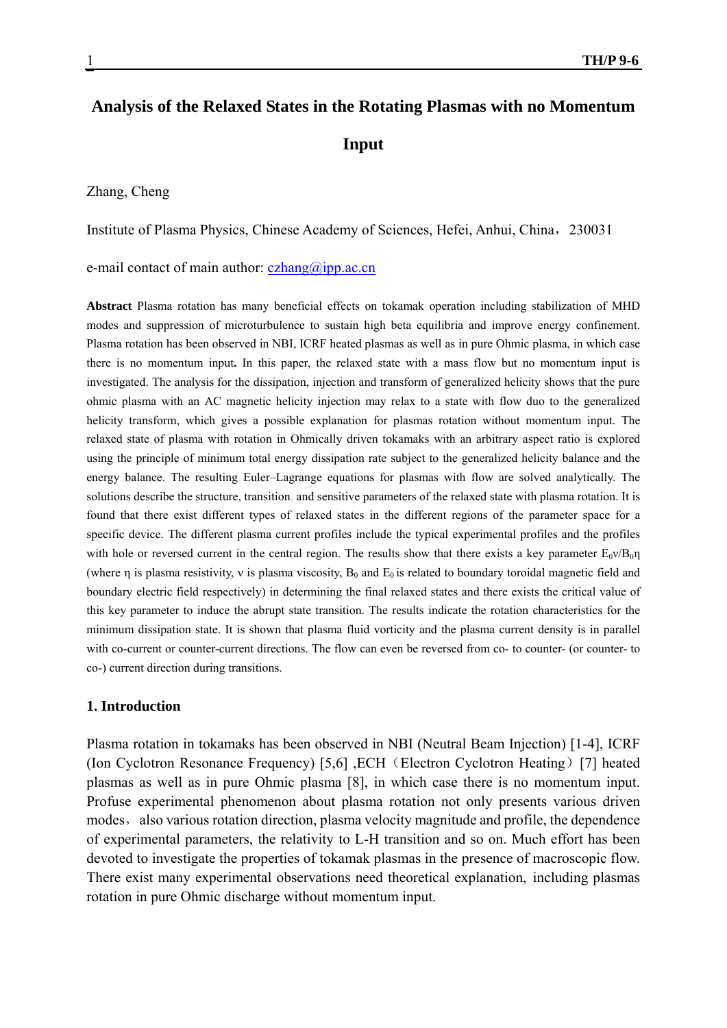# Analysis of the Relaxed States in the Rotating Plasmas with no Momentum Input

Zhang, Cheng

Institute of Plasma Physics, Chinese Academy of Sciences, Hefei, Anhui, China，230031

e-mail contact of main author: czhang@ipp.ac.cn

**Abstract** Plasma rotation has many beneficial effects on tokamak operation including stabilization of MHD modes and suppression of microturbulence to sustain high beta equilibria and improve energy confinement. Plasma rotation has been observed in NBI, ICRF heated plasmas as well as in pure Ohmic plasma, in which case there is no momentum input**.** In this paper, the relaxed state with a mass flow but no momentum input is investigated. The analysis for the dissipation, injection and transform of generalized helicity shows that the pure ohmic plasma with an AC magnetic helicity injection may relax to a state with flow duo to the generalized helicity transform, which gives a possible explanation for plasmas rotation without momentum input. The relaxed state of plasma with rotation in Ohmically driven tokamaks with an arbitrary aspect ratio is explored using the principle of minimum total energy dissipation rate subject to the generalized helicity balance and the energy balance. The resulting Euler–Lagrange equations for plasmas with flow are solved analytically. The solutions describe the structure, transition, and sensitive parameters of the relaxed state with plasma rotation. It is found that there exist different types of relaxed states in the different regions of the parameter space for a specific device. The different plasma current profiles include the typical experimental profiles and the profiles with hole or reversed current in the central region. The results show that there exists a key parameter $E_0\nu/B_0\eta$ (where $\eta$ is plasma resistivity, $\nu$ is plasma viscosity, $B_0$ and $E_0$ is related to boundary toroidal magnetic field and boundary electric field respectively) in determining the final relaxed states and there exists the critical value of this key parameter to induce the abrupt state transition. The results indicate the rotation characteristics for the minimum dissipation state. It is shown that plasma fluid vorticity and the plasma current density is in parallel with co-current or counter-current directions. The flow can even be reversed from co- to counter- (or counter- to co-) current direction during transitions.

## 1. Introduction

Plasma rotation in tokamaks has been observed in NBI (Neutral Beam Injection) [1-4], ICRF (Ion Cyclotron Resonance Frequency) [5,6] ,ECH（Electron Cyclotron Heating）[7] heated plasmas as well as in pure Ohmic plasma [8], in which case there is no momentum input. Profuse experimental phenomenon about plasma rotation not only presents various driven modes，also various rotation direction, plasma velocity magnitude and profile, the dependence of experimental parameters, the relativity to L-H transition and so on. Much effort has been devoted to investigate the properties of tokamak plasmas in the presence of macroscopic flow. There exist many experimental observations need theoretical explanation, including plasmas rotation in pure Ohmic discharge without momentum input.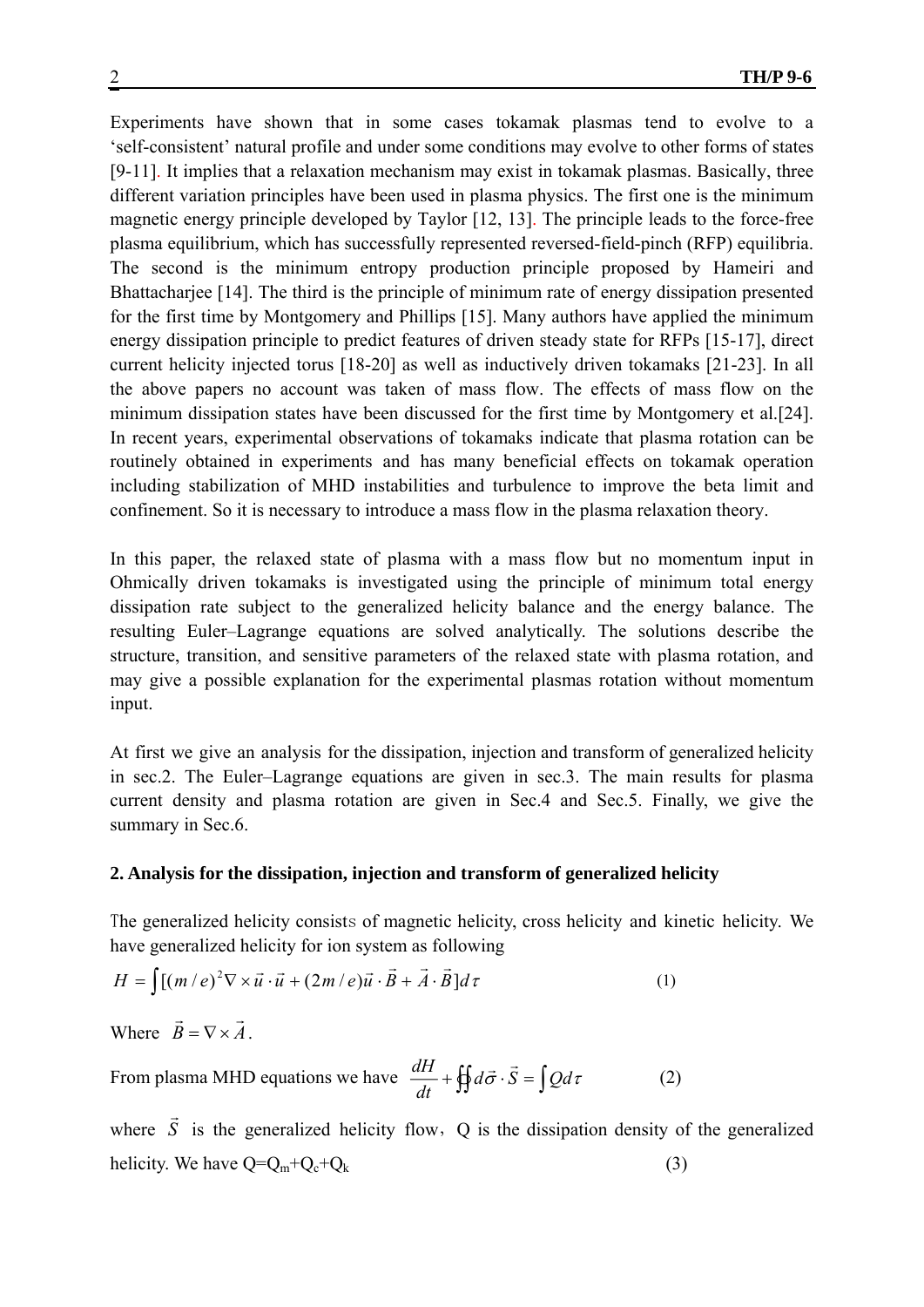Experiments have shown that in some cases tokamak plasmas tend to evolve to a 'self-consistent' natural profile and under some conditions may evolve to other forms of states [9-11]. It implies that a relaxation mechanism may exist in tokamak plasmas. Basically, three different variation principles have been used in plasma physics. The first one is the minimum magnetic energy principle developed by Taylor [12, 13]. The principle leads to the force-free plasma equilibrium, which has successfully represented reversed-field-pinch (RFP) equilibria. The second is the minimum entropy production principle proposed by Hameiri and Bhattacharjee [14]. The third is the principle of minimum rate of energy dissipation presented for the first time by Montgomery and Phillips [15]. Many authors have applied the minimum energy dissipation principle to predict features of driven steady state for RFPs [15-17], direct current helicity injected torus [18-20] as well as inductively driven tokamaks [21-23]. In all the above papers no account was taken of mass flow. The effects of mass flow on the minimum dissipation states have been discussed for the first time by Montgomery et al.[24]. In recent years, experimental observations of tokamaks indicate that plasma rotation can be routinely obtained in experiments and has many beneficial effects on tokamak operation including stabilization of MHD instabilities and turbulence to improve the beta limit and confinement. So it is necessary to introduce a mass flow in the plasma relaxation theory.

In this paper, the relaxed state of plasma with a mass flow but no momentum input in Ohmically driven tokamaks is investigated using the principle of minimum total energy dissipation rate subject to the generalized helicity balance and the energy balance. The resulting Euler–Lagrange equations are solved analytically. The solutions describe the structure, transition, and sensitive parameters of the relaxed state with plasma rotation, and may give a possible explanation for the experimental plasmas rotation without momentum input.

At first we give an analysis for the dissipation, injection and transform of generalized helicity in sec.2. The Euler–Lagrange equations are given in sec.3. The main results for plasma current density and plasma rotation are given in Sec.4 and Sec.5. Finally, we give the summary in Sec.6.

## 2. Analysis for the dissipation, injection and transform of generalized helicity

The generalized helicity consists of magnetic helicity, cross helicity and kinetic helicity. We have generalized helicity for ion system as following

$$H = \int [(m/e)^2 \nabla \times \vec{u} \cdot \vec{u} + (2m/e)\vec{u} \cdot \vec{B} + \vec{A} \cdot \vec{B}] d\tau \qquad (1)$$

Where $\vec{B} = \nabla \times \vec{A}$.

From plasma MHD equations we have $\dfrac{dH}{dt} + \oint\!\!\!\oint d\vec{\sigma} \cdot \vec{S} = \int Q d\tau$ (2)

where $\vec{S}$ is the generalized helicity flow, Q is the dissipation density of the generalized helicity. We have $Q=Q_m+Q_c+Q_k$ (3)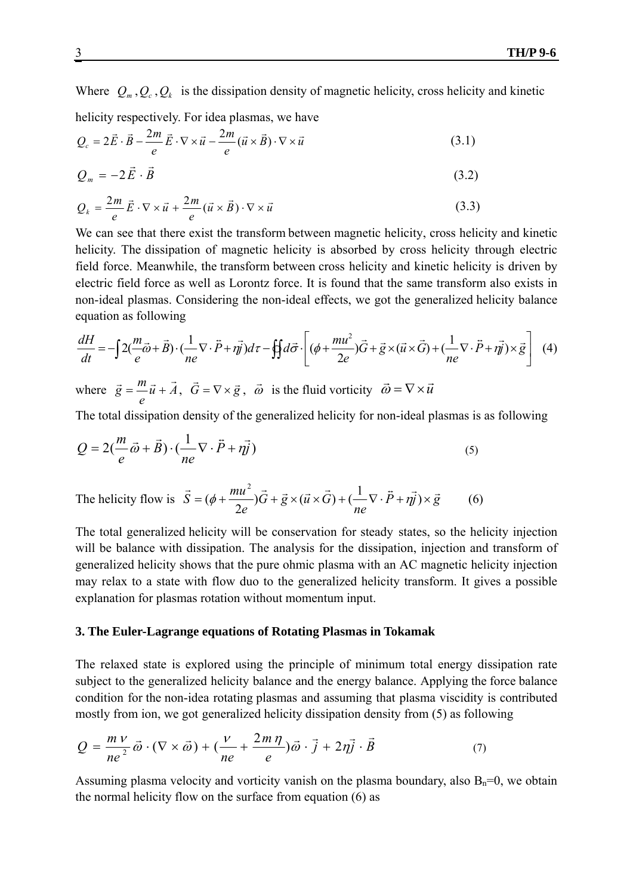Where $Q_m, Q_c, Q_k$ is the dissipation density of magnetic helicity, cross helicity and kinetic helicity respectively. For idea plasmas, we have

$$Q_c = 2\vec{E}\cdot\vec{B} - \frac{2m}{e}\vec{E}\cdot\nabla\times\vec{u} - \frac{2m}{e}(\vec{u}\times\vec{B})\cdot\nabla\times\vec{u} \tag{3.1}$$

$$Q_m = -2\vec{E}\cdot\vec{B} \tag{3.2}$$

$$Q_k = \frac{2m}{e}\vec{E}\cdot\nabla\times\vec{u} + \frac{2m}{e}(\vec{u}\times\vec{B})\cdot\nabla\times\vec{u} \tag{3.3}$$

We can see that there exist the transform between magnetic helicity, cross helicity and kinetic helicity. The dissipation of magnetic helicity is absorbed by cross helicity through electric field force. Meanwhile, the transform between cross helicity and kinetic helicity is driven by electric field force as well as Lorontz force. It is found that the same transform also exists in non-ideal plasmas. Considering the non-ideal effects, we got the generalized helicity balance equation as following

$$\frac{dH}{dt} = -\int 2\left(\frac{m}{e}\vec{\omega}+\vec{B}\right)\cdot\left(\frac{1}{ne}\nabla\cdot\ddot{P}+\eta\vec{j}\right)d\tau - \oint d\vec{\sigma}\cdot\left[\left(\phi+\frac{mu^2}{2e}\right)\vec{G}+\vec{g}\times(\vec{u}\times\vec{G})+\left(\frac{1}{ne}\nabla\cdot\ddot{P}+\eta\vec{j}\right)\times\vec{g}\right] \tag{4}$$

where $\vec{g} = \frac{m}{e}\vec{u}+\vec{A}$, $\vec{G} = \nabla\times\vec{g}$, $\vec{\omega}$ is the fluid vorticity $\vec{\omega} = \nabla\times\vec{u}$

The total dissipation density of the generalized helicity for non-ideal plasmas is as following

$$Q = 2\left(\frac{m}{e}\vec{\omega}+\vec{B}\right)\cdot\left(\frac{1}{ne}\nabla\cdot\ddot{P}+\eta\vec{j}\right) \tag{5}$$

The helicity flow is $\vec{S} = \left(\phi+\frac{mu^2}{2e}\right)\vec{G}+\vec{g}\times(\vec{u}\times\vec{G})+\left(\frac{1}{ne}\nabla\cdot\ddot{P}+\eta\vec{j}\right)\times\vec{g}$ (6)

The total generalized helicity will be conservation for steady states, so the helicity injection will be balance with dissipation. The analysis for the dissipation, injection and transform of generalized helicity shows that the pure ohmic plasma with an AC magnetic helicity injection may relax to a state with flow duo to the generalized helicity transform. It gives a possible explanation for plasmas rotation without momentum input.

### 3. The Euler-Lagrange equations of Rotating Plasmas in Tokamak

The relaxed state is explored using the principle of minimum total energy dissipation rate subject to the generalized helicity balance and the energy balance. Applying the force balance condition for the non-idea rotating plasmas and assuming that plasma viscidity is contributed mostly from ion, we got generalized helicity dissipation density from (5) as following

$$Q = \frac{m\nu}{ne^2}\vec{\omega}\cdot(\nabla\times\vec{\omega}) + \left(\frac{\nu}{ne}+\frac{2m\eta}{e}\right)\vec{\omega}\cdot\vec{j} + 2\eta\vec{j}\cdot\vec{B} \tag{7}$$

Assuming plasma velocity and vorticity vanish on the plasma boundary, also $B_n$=0, we obtain the normal helicity flow on the surface from equation (6) as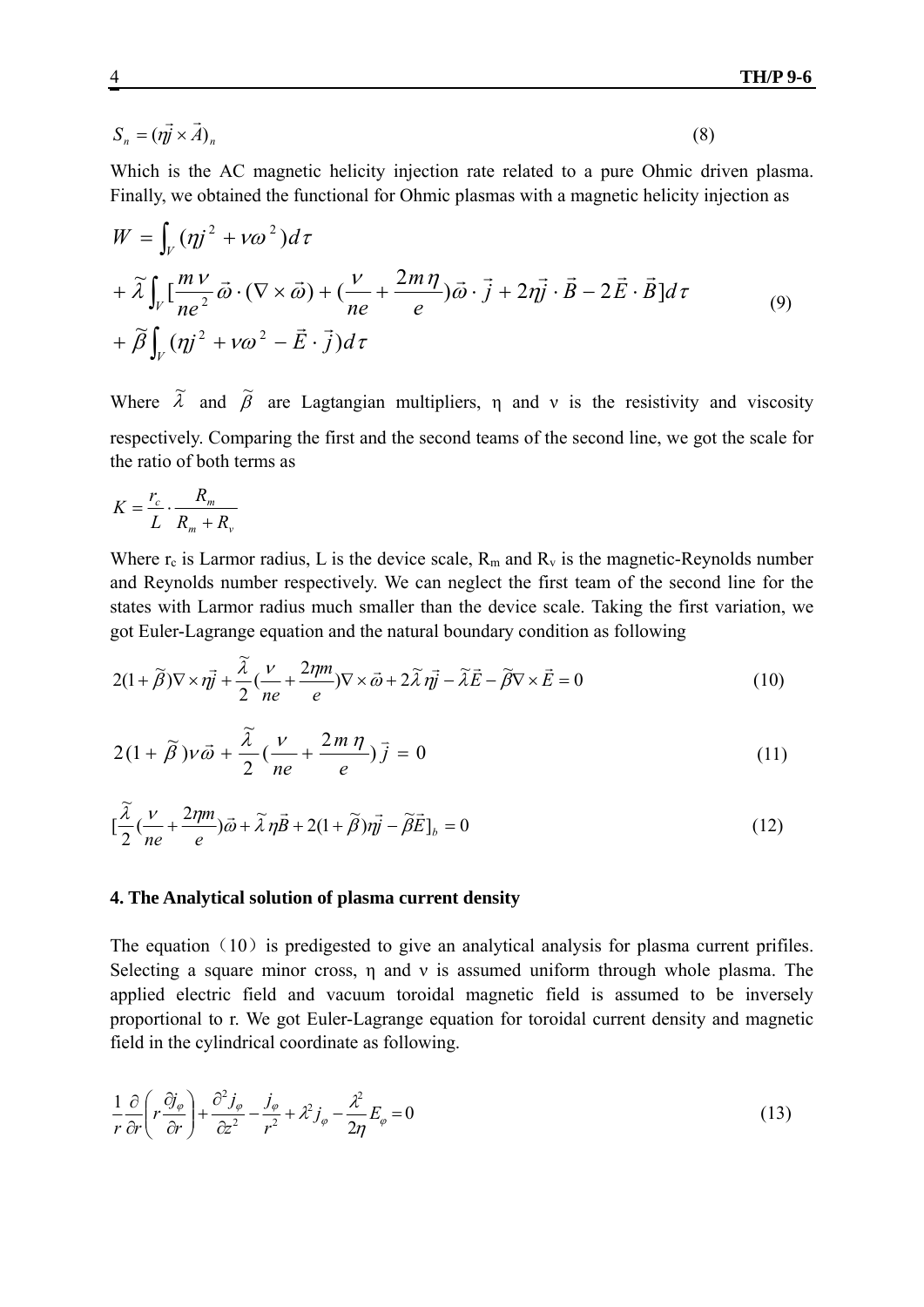$$S_n = (\eta \vec{j} \times \vec{A})_n \tag{8}$$

Which is the AC magnetic helicity injection rate related to a pure Ohmic driven plasma. Finally, we obtained the functional for Ohmic plasmas with a magnetic helicity injection as

$$\begin{aligned} W &= \int_V (\eta j^2 + \nu \omega^2) d\tau \\ &+ \tilde{\lambda} \int_V [\frac{m\nu}{ne^2} \vec{\omega} \cdot (\nabla \times \vec{\omega}) + (\frac{\nu}{ne} + \frac{2m\eta}{e}) \vec{\omega} \cdot \vec{j} + 2\eta \vec{j} \cdot \vec{B} - 2\vec{E} \cdot \vec{B}] d\tau \\ &+ \tilde{\beta} \int_V (\eta j^2 + \nu \omega^2 - \vec{E} \cdot \vec{j}) d\tau \end{aligned} \tag{9}$$

Where $\tilde{\lambda}$ and $\tilde{\beta}$ are Lagtangian multipliers, η and ν is the resistivity and viscosity respectively. Comparing the first and the second teams of the second line, we got the scale for the ratio of both terms as

$$K = \frac{r_c}{L} \cdot \frac{R_m}{R_m + R_\nu}$$

Where $r_c$ is Larmor radius, L is the device scale, $R_m$ and $R_\nu$ is the magnetic-Reynolds number and Reynolds number respectively. We can neglect the first team of the second line for the states with Larmor radius much smaller than the device scale. Taking the first variation, we got Euler-Lagrange equation and the natural boundary condition as following

$$2(1+\tilde{\beta}) \nabla \times \eta \vec{j} + \frac{\tilde{\lambda}}{2} (\frac{\nu}{ne} + \frac{2\eta m}{e}) \nabla \times \vec{\omega} + 2\tilde{\lambda} \eta \vec{j} - \tilde{\lambda} \vec{E} - \tilde{\beta} \nabla \times \vec{E} = 0 \tag{10}$$

$$2(1+\tilde{\beta}) \nu \vec{\omega} + \frac{\tilde{\lambda}}{2} (\frac{\nu}{ne} + \frac{2m\eta}{e}) \vec{j} = 0 \tag{11}$$

$$[\frac{\tilde{\lambda}}{2} (\frac{\nu}{ne} + \frac{2\eta m}{e}) \vec{\omega} + \tilde{\lambda} \eta \vec{B} + 2(1+\tilde{\beta}) \eta \vec{j} - \tilde{\beta} \vec{E}]_b = 0 \tag{12}$$

## 4. The Analytical solution of plasma current density

The equation（10）is predigested to give an analytical analysis for plasma current prifiles. Selecting a square minor cross, η and ν is assumed uniform through whole plasma. The applied electric field and vacuum toroidal magnetic field is assumed to be inversely proportional to r. We got Euler-Lagrange equation for toroidal current density and magnetic field in the cylindrical coordinate as following.

$$\frac{1}{r} \frac{\partial}{\partial r} \left( r \frac{\partial j_\varphi}{\partial r} \right) + \frac{\partial^2 j_\varphi}{\partial z^2} - \frac{j_\varphi}{r^2} + \lambda^2 j_\varphi - \frac{\lambda^2}{2\eta} E_\varphi = 0 \tag{13}$$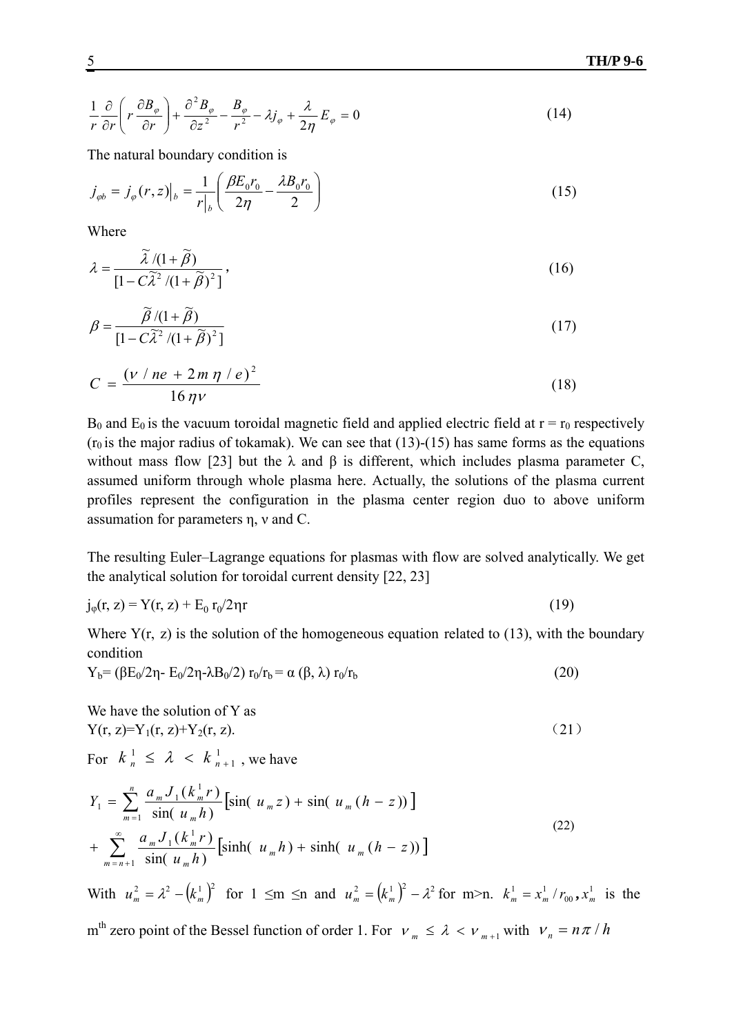$$\frac{1}{r}\frac{\partial}{\partial r}\left(r\frac{\partial B_\varphi}{\partial r}\right)+\frac{\partial^2 B_\varphi}{\partial z^2}-\frac{B_\varphi}{r^2}-\lambda j_\varphi+\frac{\lambda}{2\eta}E_\varphi=0 \tag{14}$$

The natural boundary condition is

$$j_{\varphi b}=j_\varphi(r,z)\big|_b=\frac{1}{r|_b}\left(\frac{\beta E_0 r_0}{2\eta}-\frac{\lambda B_0 r_0}{2}\right) \tag{15}$$

Where

$$\lambda=\frac{\tilde{\lambda}/(1+\tilde{\beta})}{[1-C\tilde{\lambda}^2/(1+\tilde{\beta})^2]}, \tag{16}$$

$$\beta=\frac{\tilde{\beta}/(1+\tilde{\beta})}{[1-C\tilde{\lambda}^2/(1+\tilde{\beta})^2]} \tag{17}$$

$$C=\frac{(\nu/ne+2m\eta/e)^2}{16\eta\nu} \tag{18}$$

$B_0$ and $E_0$ is the vacuum toroidal magnetic field and applied electric field at $r = r_0$ respectively ($r_0$ is the major radius of tokamak). We can see that (13)-(15) has same forms as the equations without mass flow [23] but the λ and β is different, which includes plasma parameter C, assumed uniform through whole plasma here. Actually, the solutions of the plasma current profiles represent the configuration in the plasma center region duo to above uniform assumation for parameters η, ν and C.

The resulting Euler–Lagrange equations for plasmas with flow are solved analytically. We get the analytical solution for toroidal current density [22, 23]

$$j_\varphi(r, z) = Y(r, z) + E_0 r_0/2\eta r \tag{19}$$

Where $Y(r, z)$ is the solution of the homogeneous equation related to (13), with the boundary condition

$$Y_b= (\beta E_0/2\eta- E_0/2\eta-\lambda B_0/2)\, r_0/r_b = \alpha(\beta, \lambda)\, r_0/r_b \tag{20}$$

We have the solution of Y as

$$Y(r, z)=Y_1(r, z)+Y_2(r, z). \tag{21}$$

For $k_n^1 \le \lambda < k_{n+1}^1$, we have

$$Y_1=\sum_{m=1}^{n}\frac{a_m J_1(k_m^1 r)}{\sin(u_m h)}\left[\sin(u_m z)+\sin(u_m(h-z))\right] + \sum_{m=n+1}^{\infty}\frac{a_m J_1(k_m^1 r)}{\sin(u_m h)}\left[\sinh(u_m h)+\sinh(u_m(h-z))\right] \tag{22}$$

With $u_m^2=\lambda^2-\left(k_m^1\right)^2$ for $1 \le m \le n$ and $u_m^2=\left(k_m^1\right)^2-\lambda^2$ for m>n. $k_m^1=x_m^1/r_{00}$, $x_m^1$ is the m^th zero point of the Bessel function of order 1. For $\nu_m \le \lambda < \nu_{m+1}$ with $\nu_n = n\pi/h$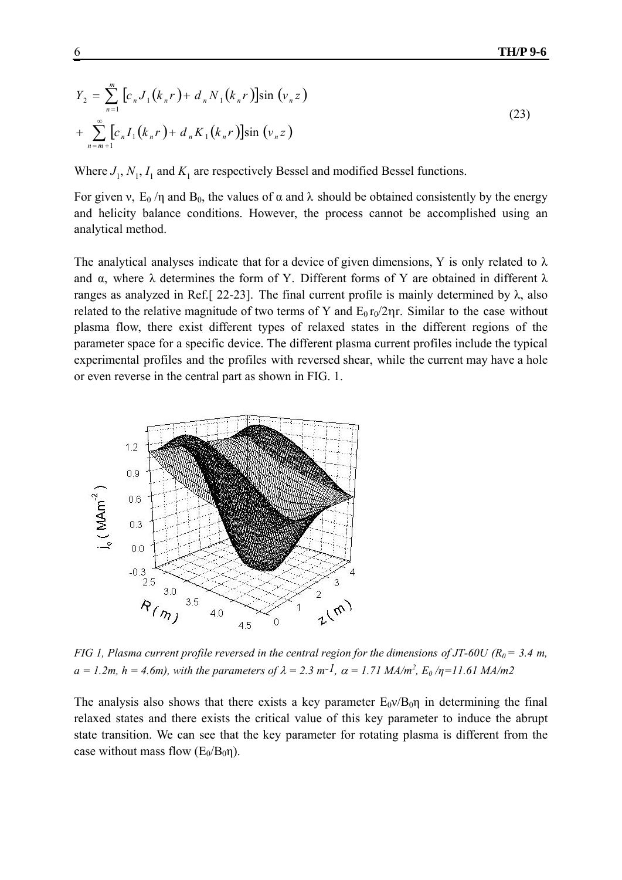$$
\begin{aligned}
Y_2 &= \sum_{n=1}^{m} \left[c_n J_1(k_n r) + d_n N_1(k_n r)\right] \sin(v_n z) \\
&+ \sum_{n=m+1}^{\infty} \left[c_n I_1(k_n r) + d_n K_1(k_n r)\right] \sin(v_n z)
\end{aligned}
\tag{23}
$$

Where $J_1$, $N_1$, $I_1$ and $K_1$ are respectively Bessel and modified Bessel functions.

For given $\nu$, $E_0/\eta$ and $B_0$, the values of $\alpha$ and $\lambda$ should be obtained consistently by the energy and helicity balance conditions. However, the process cannot be accomplished using an analytical method.

The analytical analyses indicate that for a device of given dimensions, Y is only related to $\lambda$ and $\alpha$, where $\lambda$ determines the form of Y. Different forms of Y are obtained in different $\lambda$ ranges as analyzed in Ref.[ 22-23]. The final current profile is mainly determined by $\lambda$, also related to the relative magnitude of two terms of Y and $E_0 r_0/2\eta r$. Similar to the case without plasma flow, there exist different types of relaxed states in the different regions of the parameter space for a specific device. The different plasma current profiles include the typical experimental profiles and the profiles with reversed shear, while the current may have a hole or even reverse in the central part as shown in FIG. 1.

*FIG 1, Plasma current profile reversed in the central region for the dimensions of JT-60U ($R_0 = 3.4$ m, $a = 1.2$m, $h = 4.6$m), with the parameters of $\lambda = 2.3$ $m^{-1}$, $\alpha = 1.71$ $MA/m^2$, $E_0/\eta = 11.61$ MA/m2*

The analysis also shows that there exists a key parameter $E_0\nu/B_0\eta$ in determining the final relaxed states and there exists the critical value of this key parameter to induce the abrupt state transition. We can see that the key parameter for rotating plasma is different from the case without mass flow ($E_0/B_0\eta$).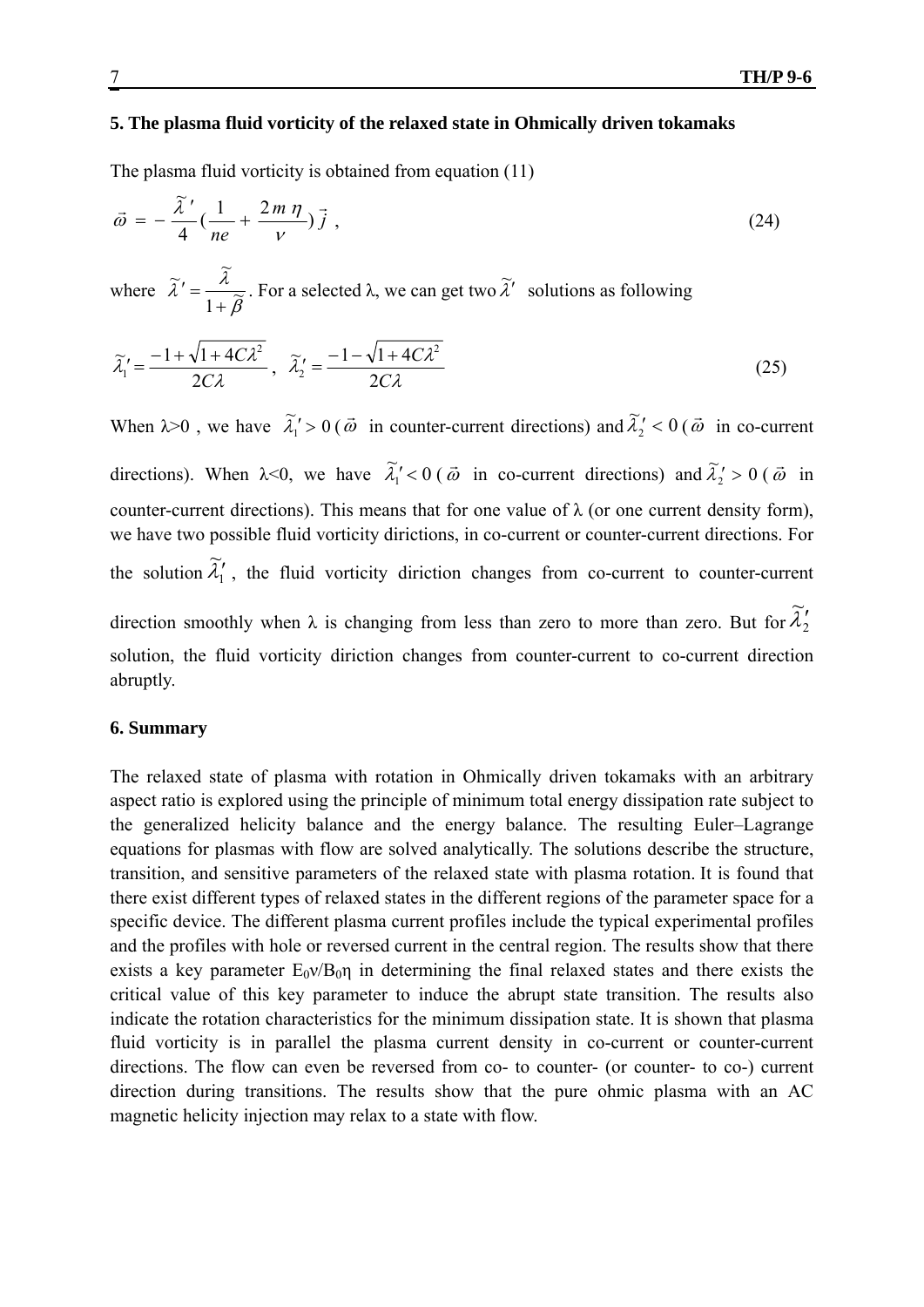### 5. The plasma fluid vorticity of the relaxed state in Ohmically driven tokamaks

The plasma fluid vorticity is obtained from equation (11)

$$\vec{\varpi} = -\frac{\tilde{\lambda}'}{4}\left(\frac{1}{ne} + \frac{2m\eta}{\nu}\right)\vec{j} \ , \tag{24}$$

where $\tilde{\lambda}' = \dfrac{\tilde{\lambda}}{1+\tilde{\beta}}$. For a selected λ, we can get two $\tilde{\lambda}'$ solutions as following

$$\tilde{\lambda}_1' = \frac{-1+\sqrt{1+4C\lambda^2}}{2C\lambda}\,,\quad \tilde{\lambda}_2' = \frac{-1-\sqrt{1+4C\lambda^2}}{2C\lambda} \tag{25}$$

When $\lambda > 0$ , we have $\tilde{\lambda}_1' > 0$ ($\vec{\varpi}$ in counter-current directions) and $\tilde{\lambda}_2' < 0$ ($\vec{\varpi}$ in co-current directions). When $\lambda < 0$, we have $\tilde{\lambda}_1' < 0$ ($\vec{\varpi}$ in co-current directions) and $\tilde{\lambda}_2' > 0$ ($\vec{\varpi}$ in counter-current directions). This means that for one value of λ (or one current density form), we have two possible fluid vorticity diricitions, in co-current or counter-current directions. For the solution $\tilde{\lambda}_1'$, the fluid vorticity diriction changes from co-current to counter-current direction smoothly when λ is changing from less than zero to more than zero. But for $\tilde{\lambda}_2'$ solution, the fluid vorticity diriction changes from counter-current to co-current direction abruptly.

### 6. Summary

The relaxed state of plasma with rotation in Ohmically driven tokamaks with an arbitrary aspect ratio is explored using the principle of minimum total energy dissipation rate subject to the generalized helicity balance and the energy balance. The resulting Euler–Lagrange equations for plasmas with flow are solved analytically. The solutions describe the structure, transition, and sensitive parameters of the relaxed state with plasma rotation. It is found that there exist different types of relaxed states in the different regions of the parameter space for a specific device. The different plasma current profiles include the typical experimental profiles and the profiles with hole or reversed current in the central region. The results show that there exists a key parameter $E_0\nu/B_0\eta$ in determining the final relaxed states and there exists the critical value of this key parameter to induce the abrupt state transition. The results also indicate the rotation characteristics for the minimum dissipation state. It is shown that plasma fluid vorticity is in parallel the plasma current density in co-current or counter-current directions. The flow can even be reversed from co- to counter- (or counter- to co-) current direction during transitions. The results show that the pure ohmic plasma with an AC magnetic helicity injection may relax to a state with flow.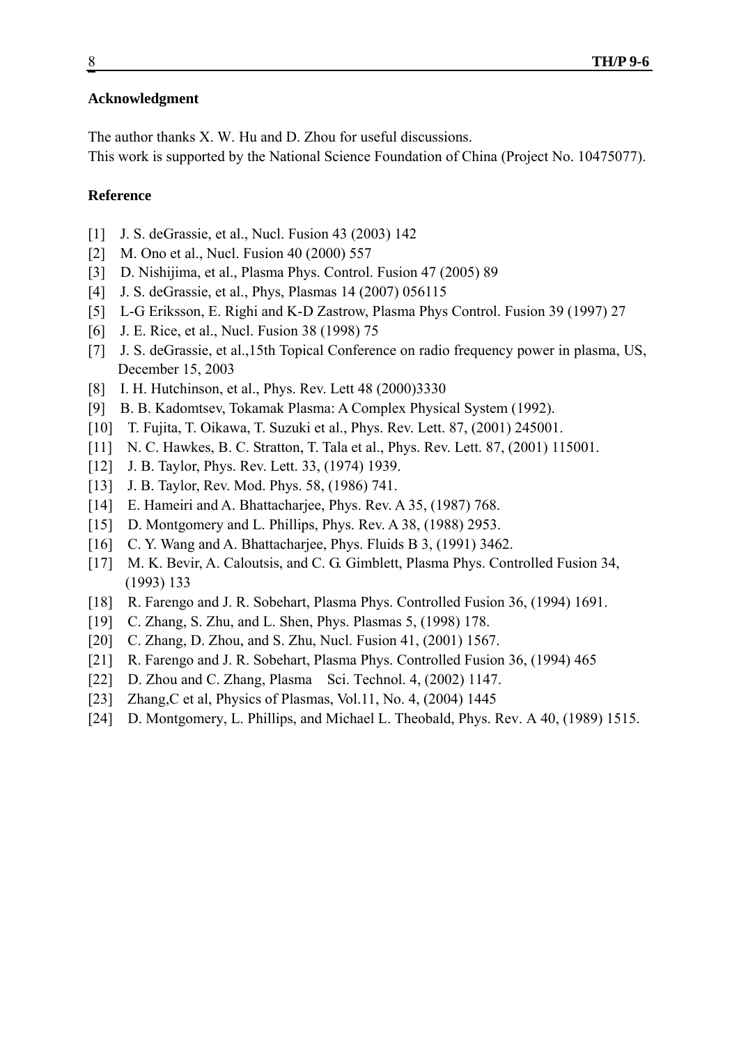## Acknowledgment

The author thanks X. W. Hu and D. Zhou for useful discussions.
This work is supported by the National Science Foundation of China (Project No. 10475077).

## Reference

[1] J. S. deGrassie, et al., Nucl. Fusion 43 (2003) 142
[2] M. Ono et al., Nucl. Fusion 40 (2000) 557
[3] D. Nishijima, et al., Plasma Phys. Control. Fusion 47 (2005) 89
[4] J. S. deGrassie, et al., Phys, Plasmas 14 (2007) 056115
[5] L-G Eriksson, E. Righi and K-D Zastrow, Plasma Phys Control. Fusion 39 (1997) 27
[6] J. E. Rice, et al., Nucl. Fusion 38 (1998) 75
[7] J. S. deGrassie, et al.,15th Topical Conference on radio frequency power in plasma, US, December 15, 2003
[8] I. H. Hutchinson, et al., Phys. Rev. Lett 48 (2000)3330
[9] B. B. Kadomtsev, Tokamak Plasma: A Complex Physical System (1992).
[10] T. Fujita, T. Oikawa, T. Suzuki et al., Phys. Rev. Lett. 87, (2001) 245001.
[11] N. C. Hawkes, B. C. Stratton, T. Tala et al., Phys. Rev. Lett. 87, (2001) 115001.
[12] J. B. Taylor, Phys. Rev. Lett. 33, (1974) 1939.
[13] J. B. Taylor, Rev. Mod. Phys. 58, (1986) 741.
[14] E. Hameiri and A. Bhattacharjee, Phys. Rev. A 35, (1987) 768.
[15] D. Montgomery and L. Phillips, Phys. Rev. A 38, (1988) 2953.
[16] C. Y. Wang and A. Bhattacharjee, Phys. Fluids B 3, (1991) 3462.
[17] M. K. Bevir, A. Caloutsis, and C. G. Gimblett, Plasma Phys. Controlled Fusion 34, (1993) 133
[18] R. Farengo and J. R. Sobehart, Plasma Phys. Controlled Fusion 36, (1994) 1691.
[19] C. Zhang, S. Zhu, and L. Shen, Phys. Plasmas 5, (1998) 178.
[20] C. Zhang, D. Zhou, and S. Zhu, Nucl. Fusion 41, (2001) 1567.
[21] R. Farengo and J. R. Sobehart, Plasma Phys. Controlled Fusion 36, (1994) 465
[22] D. Zhou and C. Zhang, Plasma Sci. Technol. 4, (2002) 1147.
[23] Zhang,C et al, Physics of Plasmas, Vol.11, No. 4, (2004) 1445
[24] D. Montgomery, L. Phillips, and Michael L. Theobald, Phys. Rev. A 40, (1989) 1515.